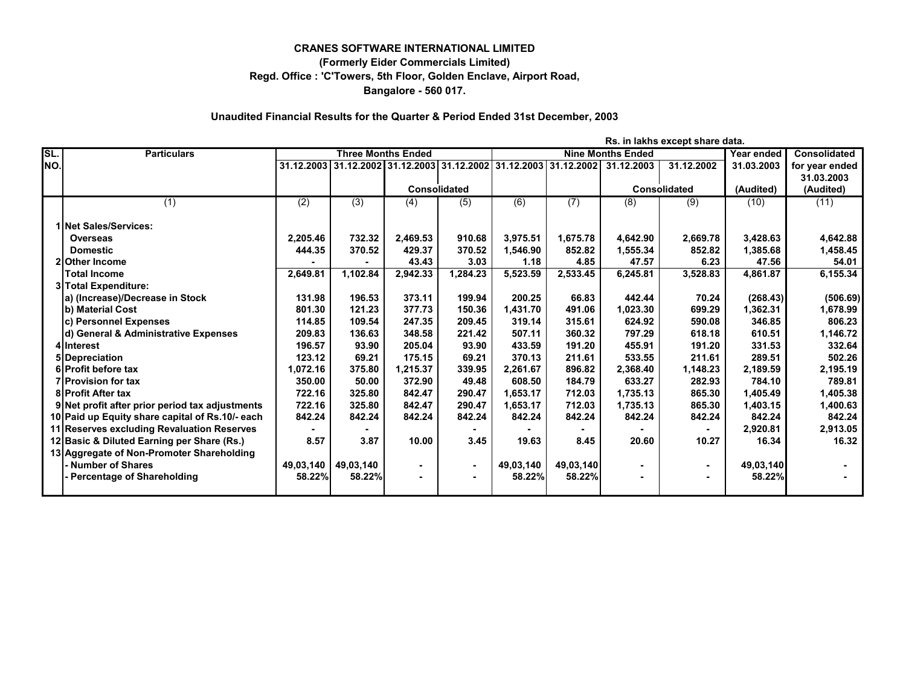**CRANES SOFTWARE INTERNATIONAL LIMITED**

**(Formerly Eider Commercials Limited)**

**Regd. Office : 'C'Towers, 5th Floor, Golden Enclave, Airport Road,**

**Bangalore - 560 017.**

**Unaudited Financial Results for the Quarter & Period Ended 31st December, 2003**

Rs. in lakhs except share data.

| SL. NO. | Particulars | Three Months Ended | | | | Nine Months Ended | | | | Year ended | Consolidated |
|---|---|---|---|---|---|---|---|---|---|---|---|
| | | 31.12.2003 | 31.12.2002 | 31.12.2003 | 31.12.2002 | 31.12.2003 | 31.12.2002 | 31.12.2003 | 31.12.2002 | 31.03.2003 | for year ended 31.03.2003 |
| | | | | Consolidated | | | | Consolidated | | (Audited) | (Audited) |
| | (1) | (2) | (3) | (4) | (5) | (6) | (7) | (8) | (9) | (10) | (11) |
| 1 | **Net Sales/Services:** | | | | | | | | | | |
| | **Overseas** | 2,205.46 | 732.32 | 2,469.53 | 910.68 | 3,975.51 | 1,675.78 | 4,642.90 | 2,669.78 | 3,428.63 | 4,642.88 |
| | **Domestic** | 444.35 | 370.52 | 429.37 | 370.52 | 1,546.90 | 852.82 | 1,555.34 | 852.82 | 1,385.68 | 1,458.45 |
| 2 | **Other Income** | - | - | 43.43 | 3.03 | 1.18 | 4.85 | 47.57 | 6.23 | 47.56 | 54.01 |
| | **Total Income** | 2,649.81 | 1,102.84 | 2,942.33 | 1,284.23 | 5,523.59 | 2,533.45 | 6,245.81 | 3,528.83 | 4,861.87 | 6,155.34 |
| 3 | **Total Expenditure:** | | | | | | | | | | |
| | **a) (Increase)/Decrease in Stock** | 131.98 | 196.53 | 373.11 | 199.94 | 200.25 | 66.83 | 442.44 | 70.24 | (268.43) | (506.69) |
| | **b) Material Cost** | 801.30 | 121.23 | 377.73 | 150.36 | 1,431.70 | 491.06 | 1,023.30 | 699.29 | 1,362.31 | 1,678.99 |
| | **c) Personnel Expenses** | 114.85 | 109.54 | 247.35 | 209.45 | 319.14 | 315.61 | 624.92 | 590.08 | 346.85 | 806.23 |
| | **d) General & Administrative Expenses** | 209.83 | 136.63 | 348.58 | 221.42 | 507.11 | 360.32 | 797.29 | 618.18 | 610.51 | 1,146.72 |
| 4 | **Interest** | 196.57 | 93.90 | 205.04 | 93.90 | 433.59 | 191.20 | 455.91 | 191.20 | 331.53 | 332.64 |
| 5 | **Depreciation** | 123.12 | 69.21 | 175.15 | 69.21 | 370.13 | 211.61 | 533.55 | 211.61 | 289.51 | 502.26 |
| 6 | **Profit before tax** | 1,072.16 | 375.80 | 1,215.37 | 339.95 | 2,261.67 | 896.82 | 2,368.40 | 1,148.23 | 2,189.59 | 2,195.19 |
| 7 | **Provision for tax** | 350.00 | 50.00 | 372.90 | 49.48 | 608.50 | 184.79 | 633.27 | 282.93 | 784.10 | 789.81 |
| 8 | **Profit After tax** | 722.16 | 325.80 | 842.47 | 290.47 | 1,653.17 | 712.03 | 1,735.13 | 865.30 | 1,405.49 | 1,405.38 |
| 9 | **Net profit after prior period tax adjustments** | 722.16 | 325.80 | 842.47 | 290.47 | 1,653.17 | 712.03 | 1,735.13 | 865.30 | 1,403.15 | 1,400.63 |
| 10 | **Paid up Equity share capital of Rs.10/- each** | 842.24 | 842.24 | 842.24 | 842.24 | 842.24 | 842.24 | 842.24 | 842.24 | 842.24 | 842.24 |
| 11 | **Reserves excluding Revaluation Reserves** | - | - | | - | - | - | - | - | 2,920.81 | 2,913.05 |
| 12 | **Basic & Diluted Earning per Share (Rs.)** | 8.57 | 3.87 | 10.00 | 3.45 | 19.63 | 8.45 | 20.60 | 10.27 | 16.34 | 16.32 |
| 13 | **Aggregate of Non-Promoter Shareholding** | | | | | | | | | | |
| | **- Number of Shares** | 49,03,140 | 49,03,140 | - | - | 49,03,140 | 49,03,140 | - | - | 49,03,140 | - |
| | **- Percentage of Shareholding** | 58.22% | 58.22% | - | - | 58.22% | 58.22% | - | - | 58.22% | - |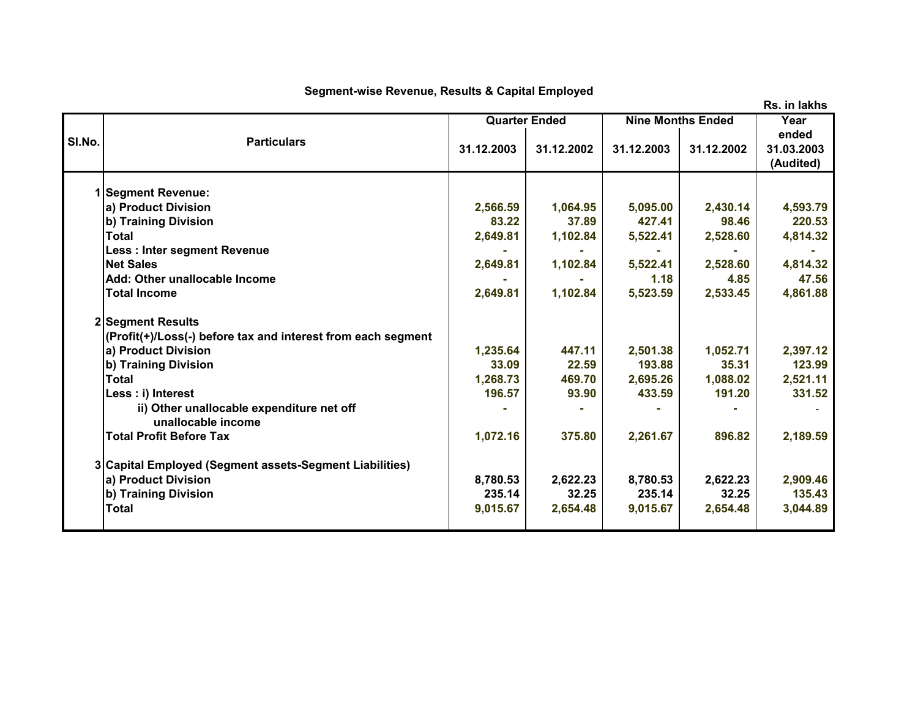## Segment-wise Revenue, Results & Capital Employed

Rs. in lakhs

| Sl.No. | Particulars | Quarter Ended | | Nine Months Ended | | Year ended |
|---|---|---|---|---|---|---|
| | | 31.12.2003 | 31.12.2002 | 31.12.2003 | 31.12.2002 | 31.03.2003 (Audited) |
| 1 | **Segment Revenue:** | | | | | |
| | a) Product Division | 2,566.59 | 1,064.95 | 5,095.00 | 2,430.14 | 4,593.79 |
| | b) Training Division | 83.22 | 37.89 | 427.41 | 98.46 | 220.53 |
| | Total | 2,649.81 | 1,102.84 | 5,522.41 | 2,528.60 | 4,814.32 |
| | Less : Inter segment Revenue | - | - | - | - | - |
| | Net Sales | 2,649.81 | 1,102.84 | 5,522.41 | 2,528.60 | 4,814.32 |
| | Add: Other unallocable Income | - | - | 1.18 | 4.85 | 47.56 |
| | Total Income | 2,649.81 | 1,102.84 | 5,523.59 | 2,533.45 | 4,861.88 |
| 2 | **Segment Results** (Profit(+)/Loss(-) before tax and interest from each segment | | | | | |
| | a) Product Division | 1,235.64 | 447.11 | 2,501.38 | 1,052.71 | 2,397.12 |
| | b) Training Division | 33.09 | 22.59 | 193.88 | 35.31 | 123.99 |
| | Total | 1,268.73 | 469.70 | 2,695.26 | 1,088.02 | 2,521.11 |
| | Less : i) Interest | 196.57 | 93.90 | 433.59 | 191.20 | 331.52 |
| | ii) Other unallocable expenditure net off unallocable income | - | - | - | - | - |
| | Total Profit Before Tax | 1,072.16 | 375.80 | 2,261.67 | 896.82 | 2,189.59 |
| 3 | **Capital Employed (Segment assets-Segment Liabilities)** | | | | | |
| | a) Product Division | 8,780.53 | 2,622.23 | 8,780.53 | 2,622.23 | 2,909.46 |
| | b) Training Division | 235.14 | 32.25 | 235.14 | 32.25 | 135.43 |
| | Total | 9,015.67 | 2,654.48 | 9,015.67 | 2,654.48 | 3,044.89 |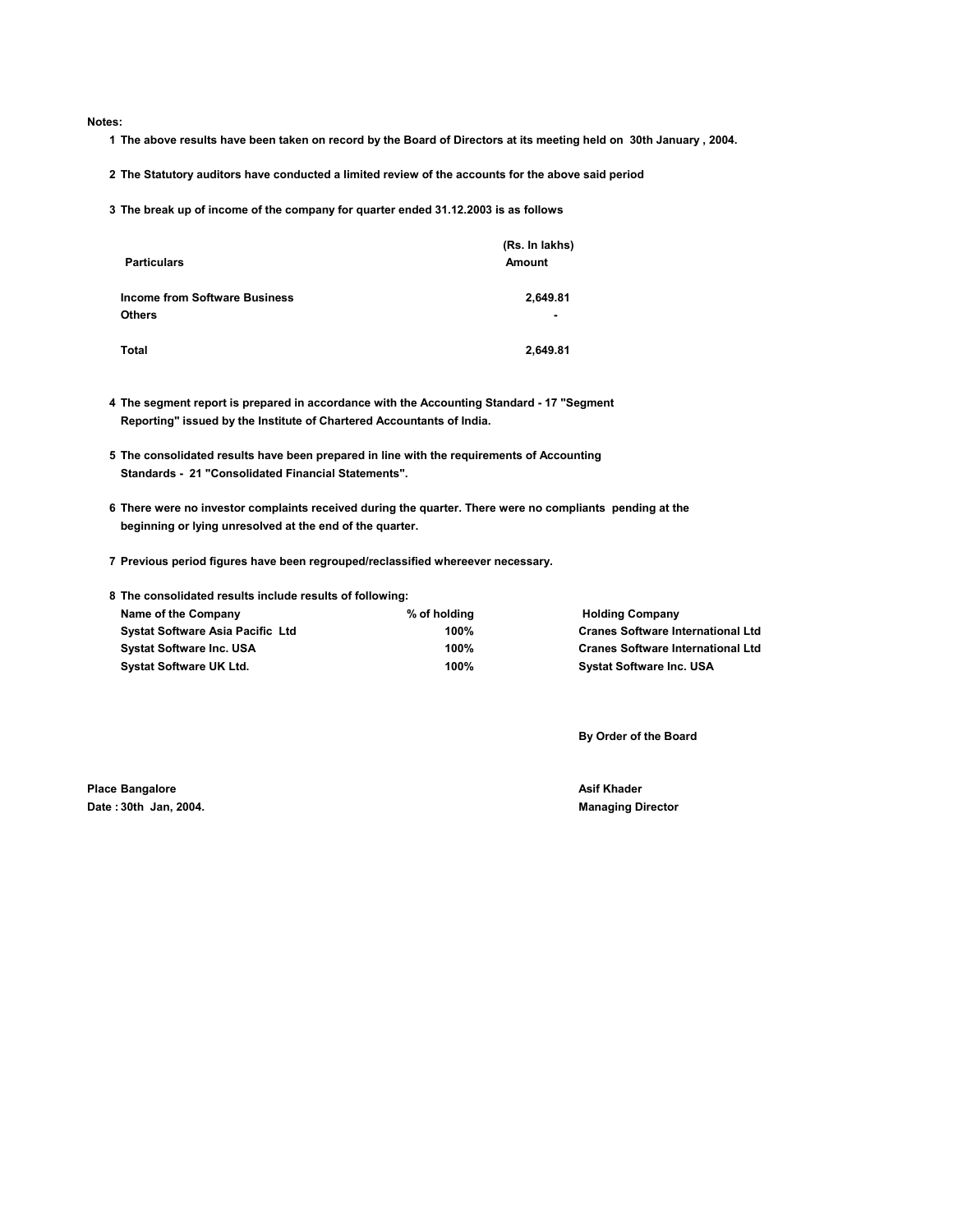**Notes:**

1. The above results have been taken on record by the Board of Directors at its meeting held on 30th January , 2004.

2. The Statutory auditors have conducted a limited review of the accounts for the above said period

3. The break up of income of the company for quarter ended 31.12.2003 is as follows

| Particulars | (Rs. In lakhs) Amount |
|---|---|
| Income from Software Business | 2,649.81 |
| Others | - |
| Total | 2,649.81 |

4. The segment report is prepared in accordance with the Accounting Standard - 17 "Segment Reporting" issued by the Institute of Chartered Accountants of India.

5. The consolidated results have been prepared in line with the requirements of Accounting Standards - 21 "Consolidated Financial Statements".

6. There were no investor complaints received during the quarter. There were no compliants pending at the beginning or lying unresolved at the end of the quarter.

7. Previous period figures have been regrouped/reclassified whereever necessary.

8. The consolidated results include results of following:

| Name of the Company | % of holding | Holding Company |
|---|---|---|
| Systat Software Asia Pacific Ltd | 100% | Cranes Software International Ltd |
| Systat Software Inc. USA | 100% | Cranes Software International Ltd |
| Systat Software UK Ltd. | 100% | Systat Software Inc. USA |

By Order of the Board

Place Bangalore
Date : 30th Jan, 2004.

Asif Khader
Managing Director